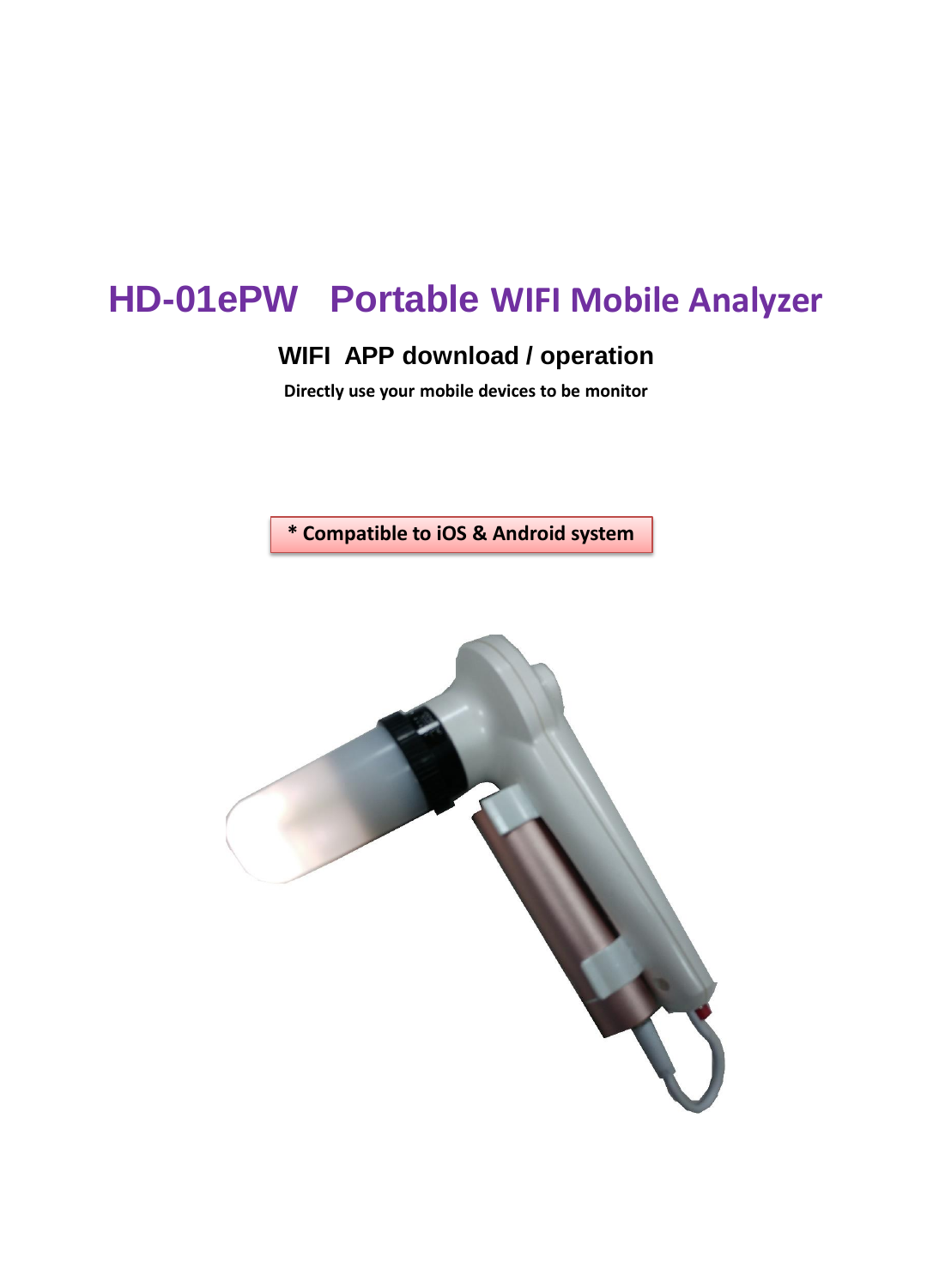# HD-01ePW Portable WIFI Mobile Analyzer

## WIFI APP download / operation

**Directly use your mobile devices to be monitor**

**\* Compatible to iOS & Android system**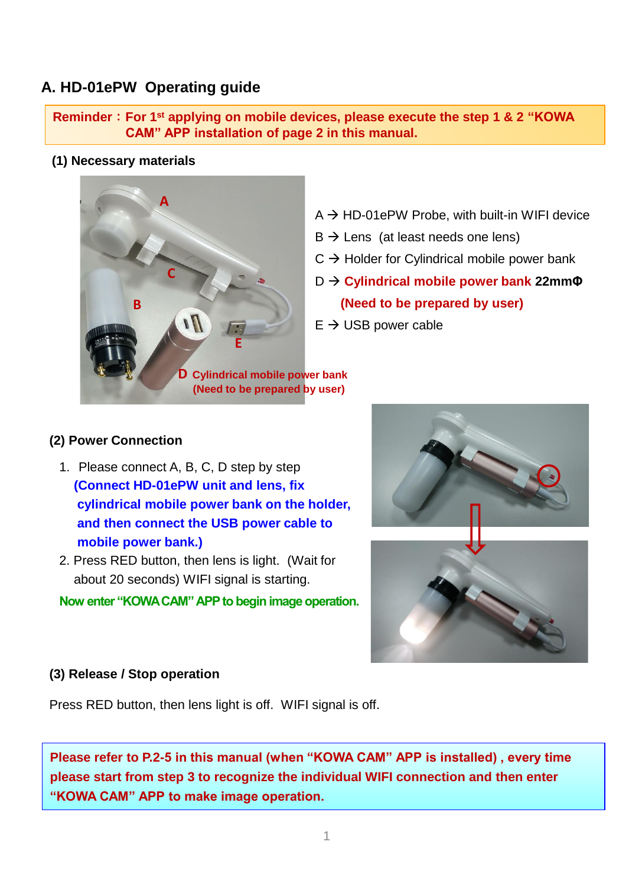## A. HD-01ePW Operating guide

**Reminder：For 1st applying on mobile devices, please execute the step 1 & 2 "KOWA CAM" APP installation of page 2 in this manual.**

### (1) Necessary materials

A → HD-01ePW Probe, with built-in WIFI device

B → Lens (at least needs one lens)

C → Holder for Cylindrical mobile power bank

D → **Cylindrical mobile power bank 22mmΦ**

**(Need to be prepared by user)**

E → USB power cable

**D Cylindrical mobile power bank (Need to be prepared by user)**

### (2) Power Connection

1. Please connect A, B, C, D step by step **(Connect HD-01ePW unit and lens, fix cylindrical mobile power bank on the holder, and then connect the USB power cable to mobile power bank.)**
2. Press RED button, then lens is light. (Wait for about 20 seconds) WIFI signal is starting.

**Now enter "KOWA CAM" APP to begin image operation.**

### (3) Release / Stop operation

Press RED button, then lens light is off. WIFI signal is off.

**Please refer to P.2-5 in this manual (when "KOWA CAM" APP is installed) , every time please start from step 3 to recognize the individual WIFI connection and then enter "KOWA CAM" APP to make image operation.**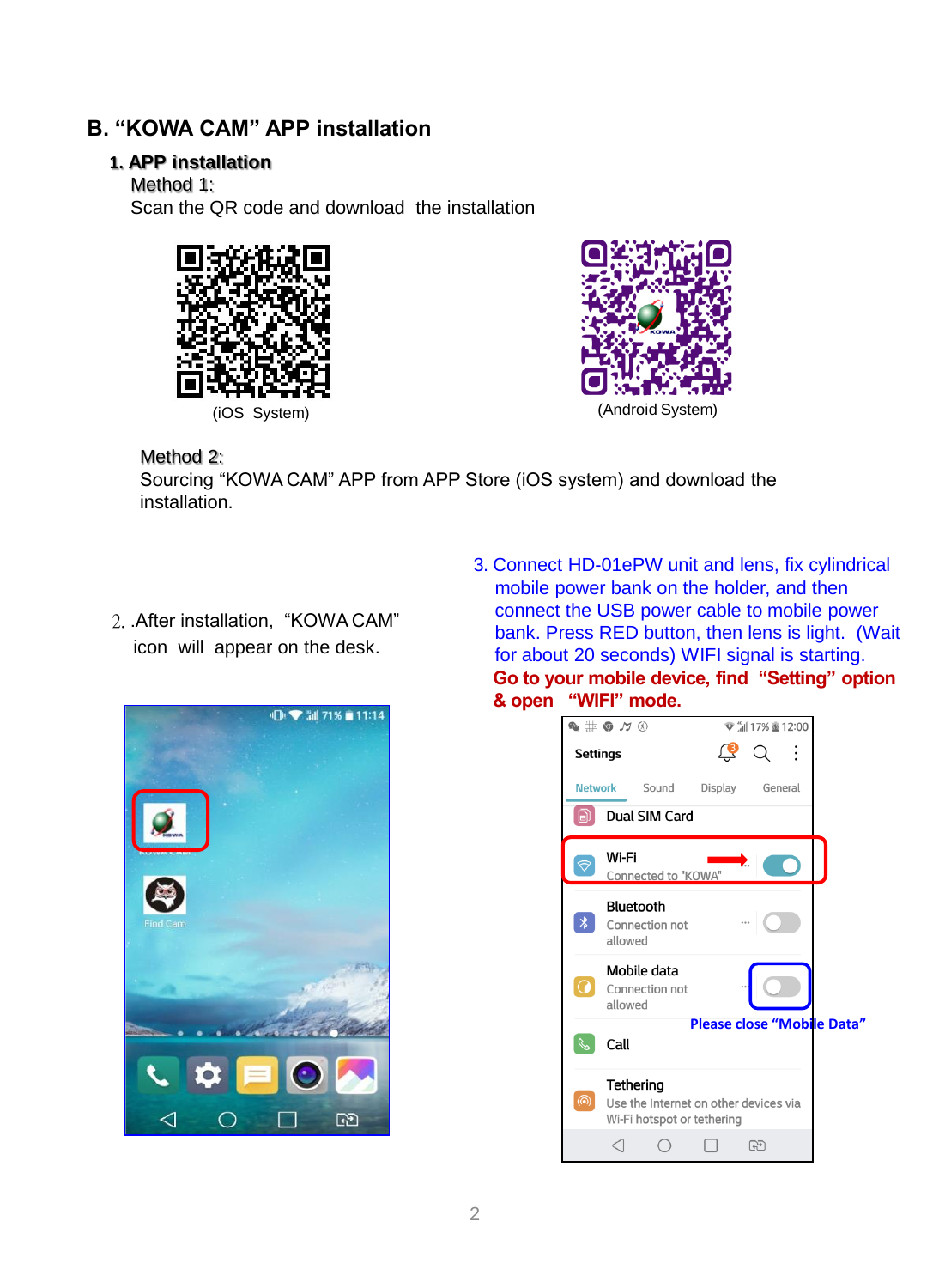## B. “KOWA CAM” APP installation

### 1. APP installation

Method 1:

Scan the QR code and download the installation

(iOS System)

(Android System)

Method 2:

Sourcing “KOWA CAM” APP from APP Store (iOS system) and download the installation.

2. After installation, “KOWA CAM” icon will appear on the desk.

3. Connect HD-01ePW unit and lens, fix cylindrical mobile power bank on the holder, and then connect the USB power cable to mobile power bank. Press RED button, then lens is light. (Wait for about 20 seconds) WIFI signal is starting.

**Go to your mobile device, find “Setting” option & open “WIFI” mode.**

**Please close “Mobile Data”**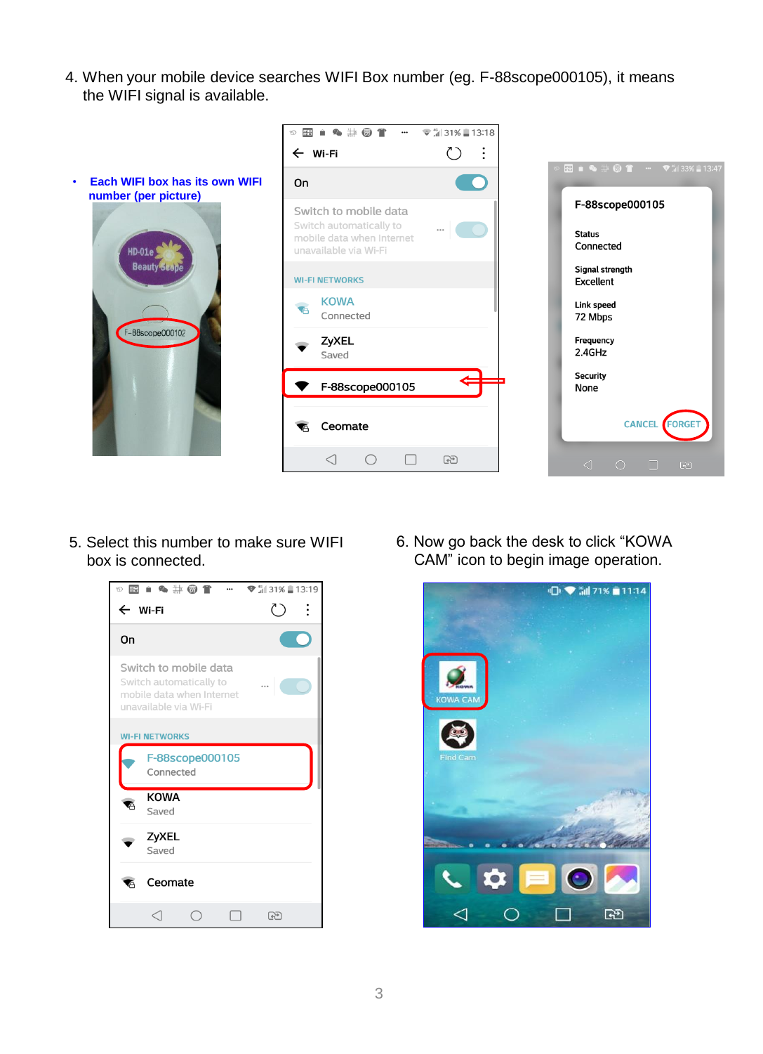4. When your mobile device searches WIFI Box number (eg. F-88scope000105), it means the WIFI signal is available.

- **Each WIFI box has its own WIFI number (per picture)**

5. Select this number to make sure WIFI box is connected.

6. Now go back the desk to click "KOWA CAM" icon to begin image operation.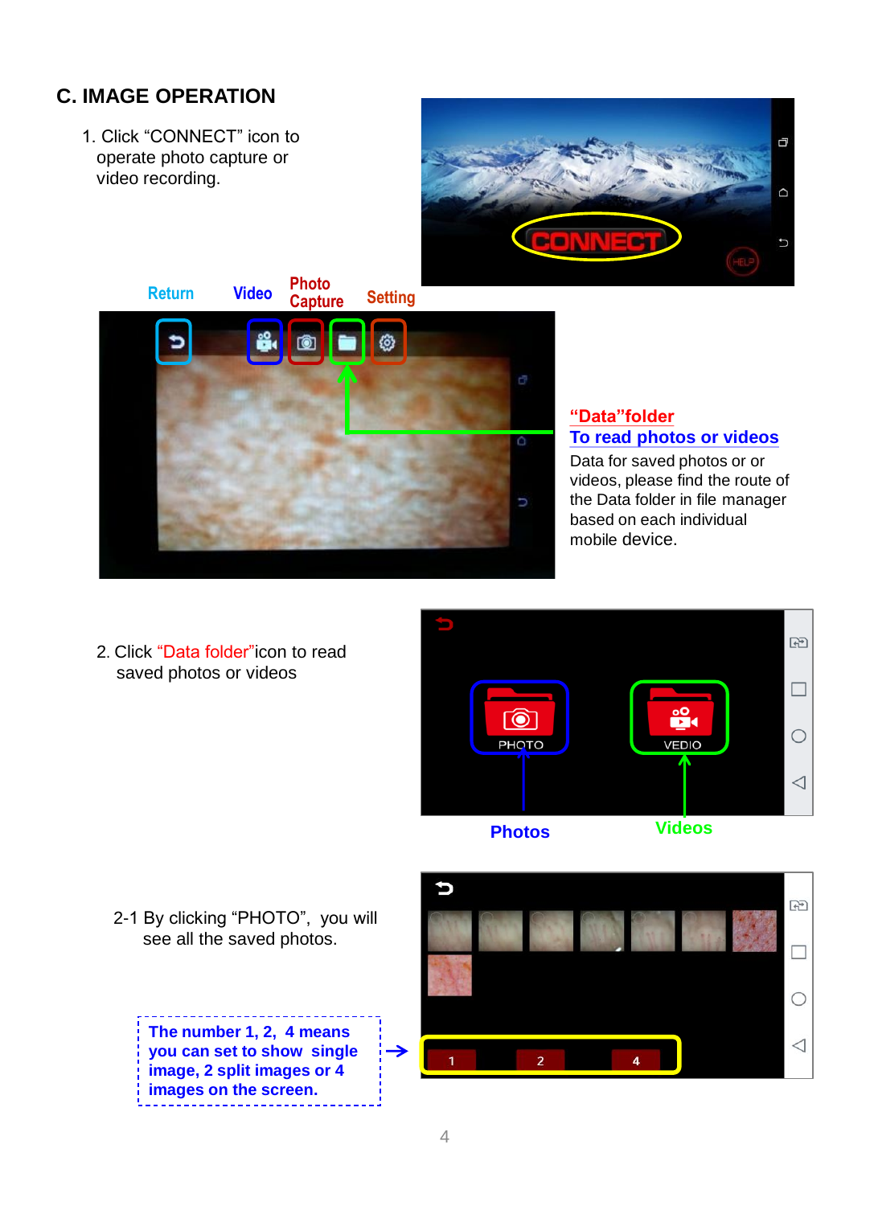## C. IMAGE OPERATION

1. Click "CONNECT" icon to operate photo capture or video recording.

Return Video Photo Capture Setting

**"Data"folder**
**To read photos or videos**

Data for saved photos or or videos, please find the route of the Data folder in file manager based on each individual mobile device.

2. Click "Data folder"icon to read saved photos or videos

**Photos** **Videos**

2-1 By clicking "PHOTO", you will see all the saved photos.

**The number 1, 2, 4 means you can set to show single image, 2 split images or 4 images on the screen.**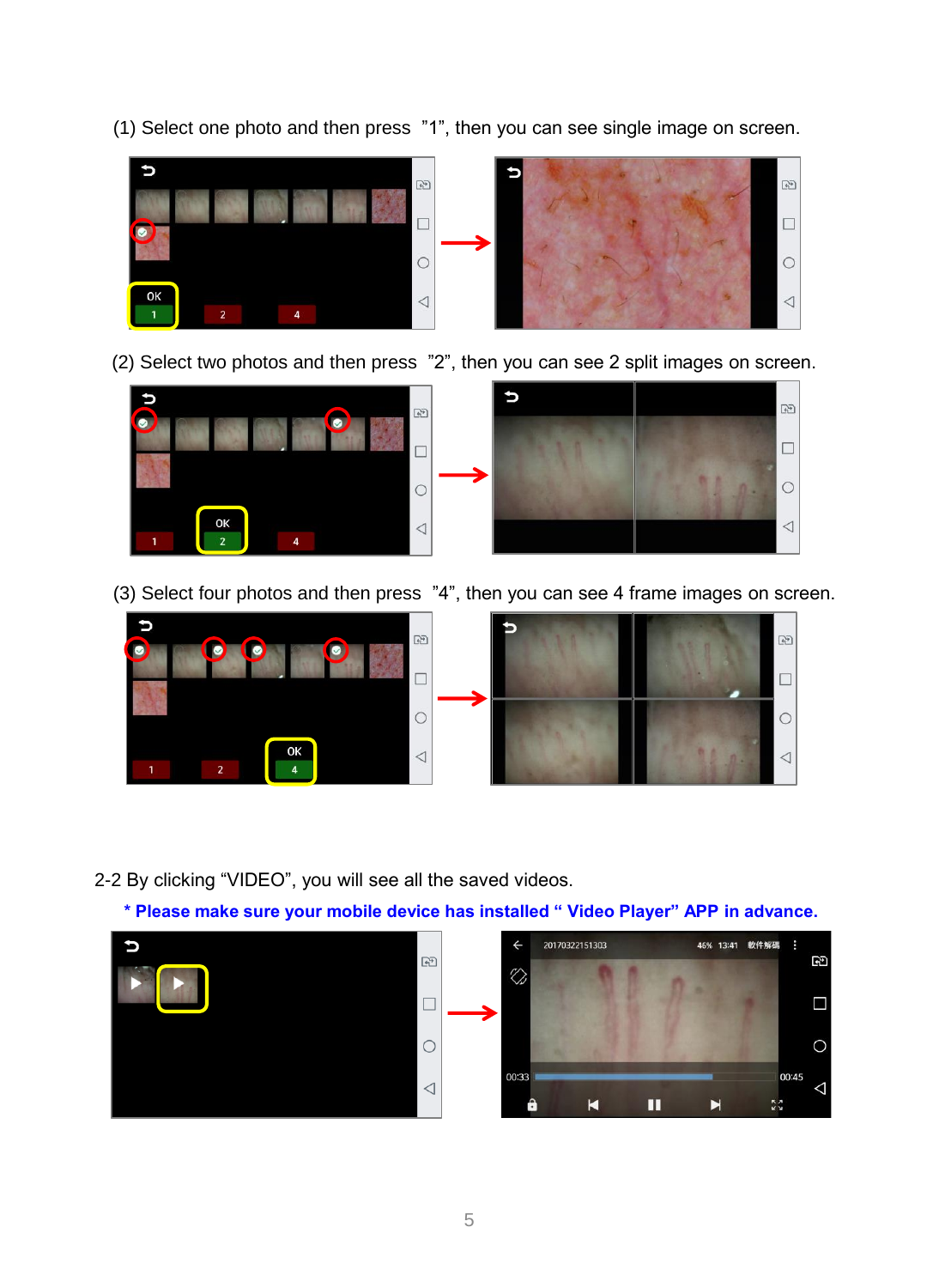(1) Select one photo and then press "1", then you can see single image on screen.

(2) Select two photos and then press "2", then you can see 2 split images on screen.

(3) Select four photos and then press "4", then you can see 4 frame images on screen.

2-2 By clicking "VIDEO", you will see all the saved videos.

**\* Please make sure your mobile device has installed " Video Player" APP in advance.**